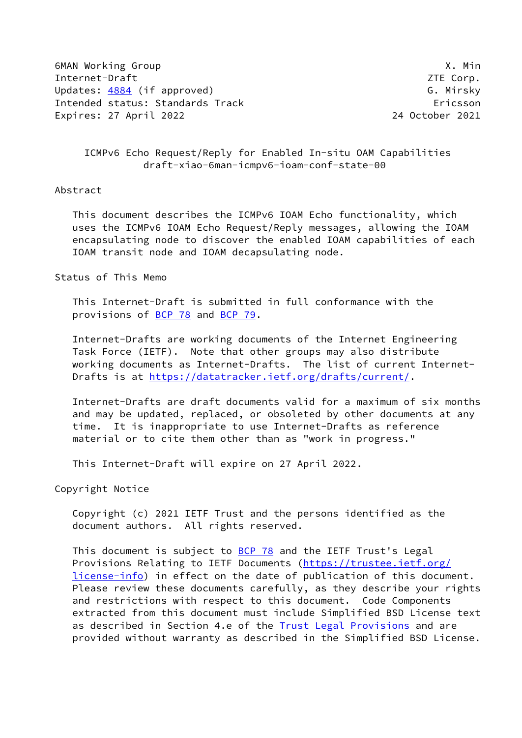6MAN Working Group X. Min
Internet-Draft ZTE Corp.
Updates: 4884 (if approved) G. Mirsky
Intended status: Standards Track Ericsson
Expires: 27 April 2022 24 October 2021

# ICMPv6 Echo Request/Reply for Enabled In-situ OAM Capabilities
draft-xiao-6man-icmpv6-ioam-conf-state-00

## Abstract

This document describes the ICMPv6 IOAM Echo functionality, which uses the ICMPv6 IOAM Echo Request/Reply messages, allowing the IOAM encapsulating node to discover the enabled IOAM capabilities of each IOAM transit node and IOAM decapsulating node.

## Status of This Memo

This Internet-Draft is submitted in full conformance with the provisions of BCP 78 and BCP 79.

Internet-Drafts are working documents of the Internet Engineering Task Force (IETF). Note that other groups may also distribute working documents as Internet-Drafts. The list of current Internet-Drafts is at https://datatracker.ietf.org/drafts/current/.

Internet-Drafts are draft documents valid for a maximum of six months and may be updated, replaced, or obsoleted by other documents at any time. It is inappropriate to use Internet-Drafts as reference material or to cite them other than as "work in progress."

This Internet-Draft will expire on 27 April 2022.

## Copyright Notice

Copyright (c) 2021 IETF Trust and the persons identified as the document authors. All rights reserved.

This document is subject to BCP 78 and the IETF Trust's Legal Provisions Relating to IETF Documents (https://trustee.ietf.org/license-info) in effect on the date of publication of this document. Please review these documents carefully, as they describe your rights and restrictions with respect to this document. Code Components extracted from this document must include Simplified BSD License text as described in Section 4.e of the Trust Legal Provisions and are provided without warranty as described in the Simplified BSD License.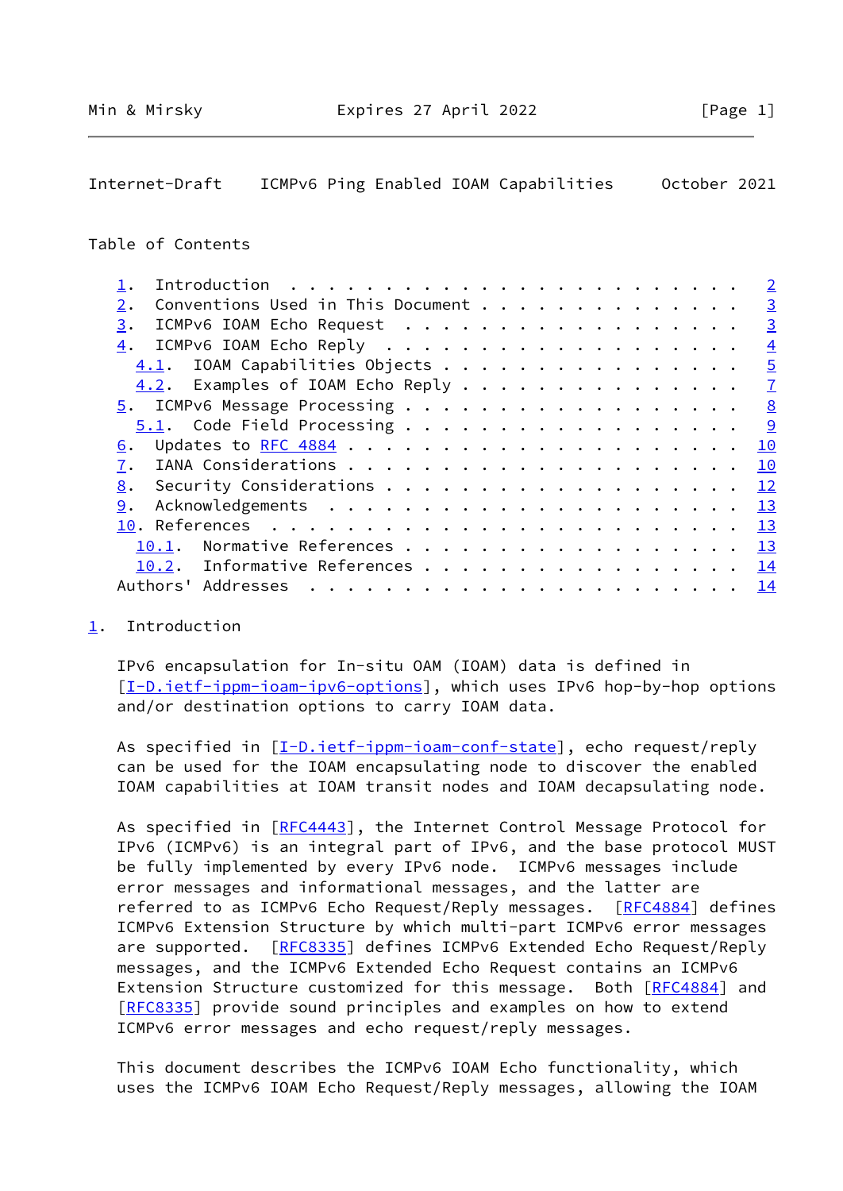Table of Contents

- 1. Introduction . . . . . . . . . . . . . . . . . . . . . . . . 2
- 2. Conventions Used in This Document . . . . . . . . . . . . . . 3
- 3. ICMPv6 IOAM Echo Request . . . . . . . . . . . . . . . . . . 3
- 4. ICMPv6 IOAM Echo Reply . . . . . . . . . . . . . . . . . . . 4
  - 4.1. IOAM Capabilities Objects . . . . . . . . . . . . . . . . 5
  - 4.2. Examples of IOAM Echo Reply . . . . . . . . . . . . . . . 7
- 5. ICMPv6 Message Processing . . . . . . . . . . . . . . . . . . 8
  - 5.1. Code Field Processing . . . . . . . . . . . . . . . . . . 9
- 6. Updates to RFC 4884 . . . . . . . . . . . . . . . . . . . . . 10
- 7. IANA Considerations . . . . . . . . . . . . . . . . . . . . . 10
- 8. Security Considerations . . . . . . . . . . . . . . . . . . . 12
- 9. Acknowledgements . . . . . . . . . . . . . . . . . . . . . . 13
- 10. References . . . . . . . . . . . . . . . . . . . . . . . . . 13
  - 10.1. Normative References . . . . . . . . . . . . . . . . . . 13
  - 10.2. Informative References . . . . . . . . . . . . . . . . . 14
- Authors' Addresses . . . . . . . . . . . . . . . . . . . . . . . 14

# 1. Introduction

IPv6 encapsulation for In-situ OAM (IOAM) data is defined in [I-D.ietf-ippm-ioam-ipv6-options], which uses IPv6 hop-by-hop options and/or destination options to carry IOAM data.

As specified in [I-D.ietf-ippm-ioam-conf-state], echo request/reply can be used for the IOAM encapsulating node to discover the enabled IOAM capabilities at IOAM transit nodes and IOAM decapsulating node.

As specified in [RFC4443], the Internet Control Message Protocol for IPv6 (ICMPv6) is an integral part of IPv6, and the base protocol MUST be fully implemented by every IPv6 node. ICMPv6 messages include error messages and informational messages, and the latter are referred to as ICMPv6 Echo Request/Reply messages. [RFC4884] defines ICMPv6 Extension Structure by which multi-part ICMPv6 error messages are supported. [RFC8335] defines ICMPv6 Extended Echo Request/Reply messages, and the ICMPv6 Extended Echo Request contains an ICMPv6 Extension Structure customized for this message. Both [RFC4884] and [RFC8335] provide sound principles and examples on how to extend ICMPv6 error messages and echo request/reply messages.

This document describes the ICMPv6 IOAM Echo functionality, which uses the ICMPv6 IOAM Echo Request/Reply messages, allowing the IOAM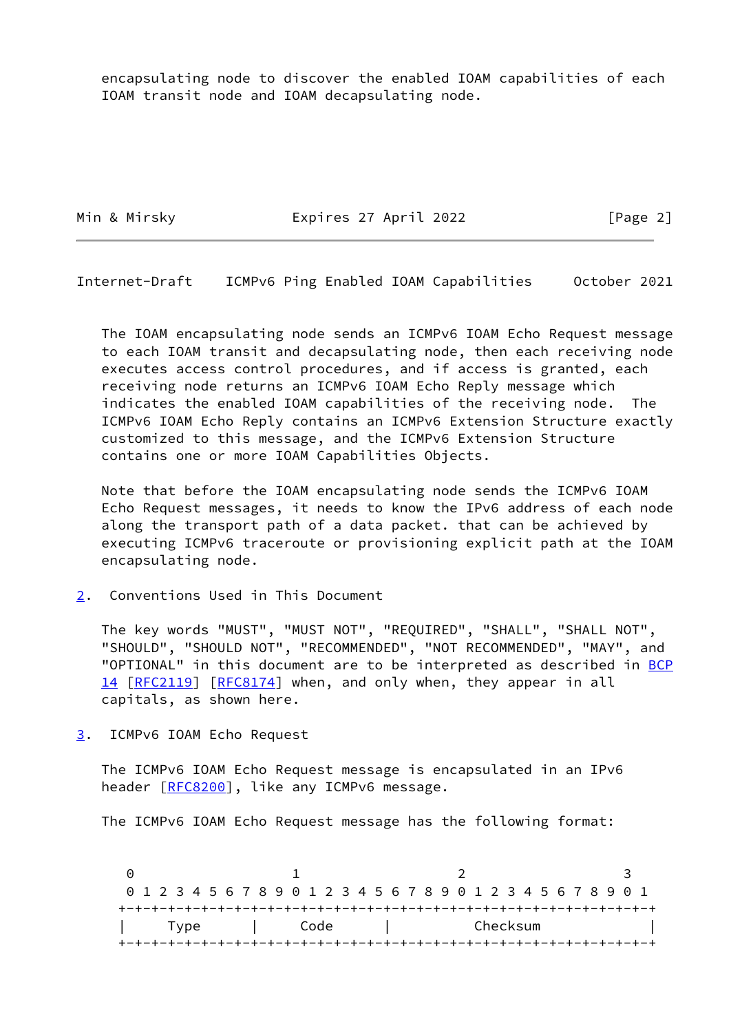encapsulating node to discover the enabled IOAM capabilities of each IOAM transit node and IOAM decapsulating node.

The IOAM encapsulating node sends an ICMPv6 IOAM Echo Request message to each IOAM transit and decapsulating node, then each receiving node executes access control procedures, and if access is granted, each receiving node returns an ICMPv6 IOAM Echo Reply message which indicates the enabled IOAM capabilities of the receiving node. The ICMPv6 IOAM Echo Reply contains an ICMPv6 Extension Structure exactly customized to this message, and the ICMPv6 Extension Structure contains one or more IOAM Capabilities Objects.

Note that before the IOAM encapsulating node sends the ICMPv6 IOAM Echo Request messages, it needs to know the IPv6 address of each node along the transport path of a data packet. that can be achieved by executing ICMPv6 traceroute or provisioning explicit path at the IOAM encapsulating node.

## 2. Conventions Used in This Document

The key words "MUST", "MUST NOT", "REQUIRED", "SHALL", "SHALL NOT", "SHOULD", "SHOULD NOT", "RECOMMENDED", "NOT RECOMMENDED", "MAY", and "OPTIONAL" in this document are to be interpreted as described in BCP 14 [RFC2119] [RFC8174] when, and only when, they appear in all capitals, as shown here.

## 3. ICMPv6 IOAM Echo Request

The ICMPv6 IOAM Echo Request message is encapsulated in an IPv6 header [RFC8200], like any ICMPv6 message.

The ICMPv6 IOAM Echo Request message has the following format:

```
 0                   1                   2                   3
 0 1 2 3 4 5 6 7 8 9 0 1 2 3 4 5 6 7 8 9 0 1 2 3 4 5 6 7 8 9 0 1
+-+-+-+-+-+-+-+-+-+-+-+-+-+-+-+-+-+-+-+-+-+-+-+-+-+-+-+-+-+-+-+-+
|     Type      |     Code      |          Checksum             |
+-+-+-+-+-+-+-+-+-+-+-+-+-+-+-+-+-+-+-+-+-+-+-+-+-+-+-+-+-+-+-+-+
```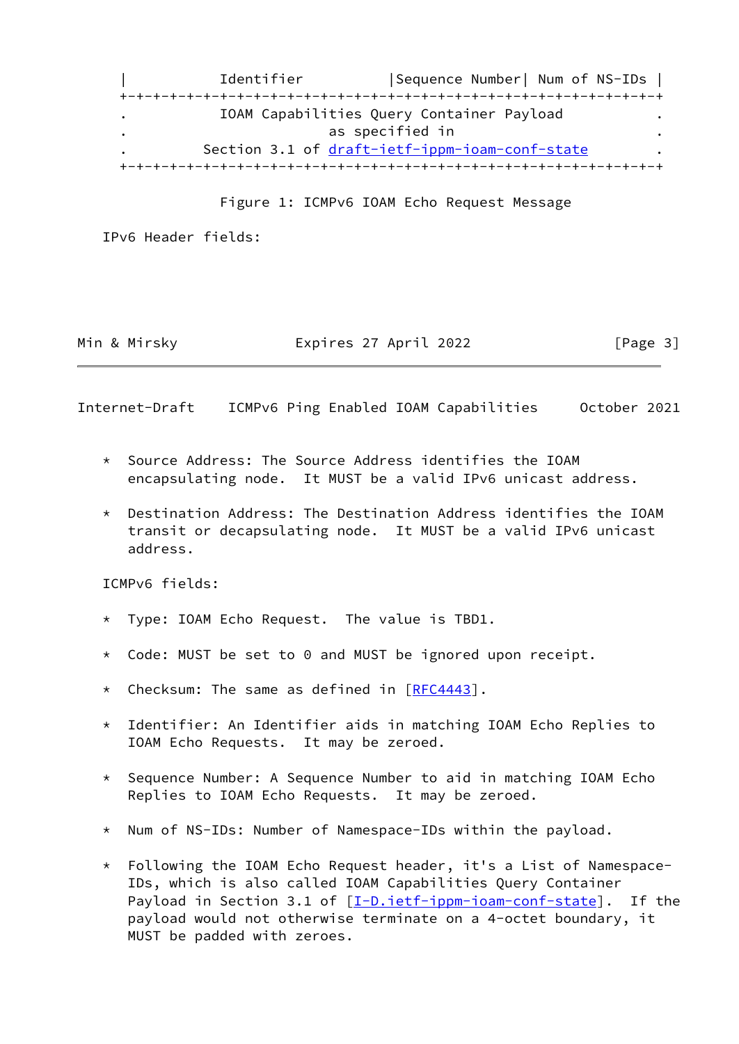```
|           Identifier          |Sequence Number| Num of NS-IDs |
+-+-+-+-+-+-+-+-+-+-+-+-+-+-+-+-+-+-+-+-+-+-+-+-+-+-+-+-+-+-+-+-+
.           IOAM Capabilities Query Container Payload           .
.                       as specified in                         .
.         Section 3.1 of draft-ietf-ippm-ioam-conf-state        .
+-+-+-+-+-+-+-+-+-+-+-+-+-+-+-+-+-+-+-+-+-+-+-+-+-+-+-+-+-+-+-+-+
```

Figure 1: ICMPv6 IOAM Echo Request Message

IPv6 Header fields:

* Source Address: The Source Address identifies the IOAM encapsulating node. It MUST be a valid IPv6 unicast address.

* Destination Address: The Destination Address identifies the IOAM transit or decapsulating node. It MUST be a valid IPv6 unicast address.

ICMPv6 fields:

* Type: IOAM Echo Request. The value is TBD1.

* Code: MUST be set to 0 and MUST be ignored upon receipt.

* Checksum: The same as defined in [RFC4443].

* Identifier: An Identifier aids in matching IOAM Echo Replies to IOAM Echo Requests. It may be zeroed.

* Sequence Number: A Sequence Number to aid in matching IOAM Echo Replies to IOAM Echo Requests. It may be zeroed.

* Num of NS-IDs: Number of Namespace-IDs within the payload.

* Following the IOAM Echo Request header, it's a List of Namespace-IDs, which is also called IOAM Capabilities Query Container Payload in Section 3.1 of [I-D.ietf-ippm-ioam-conf-state]. If the payload would not otherwise terminate on a 4-octet boundary, it MUST be padded with zeroes.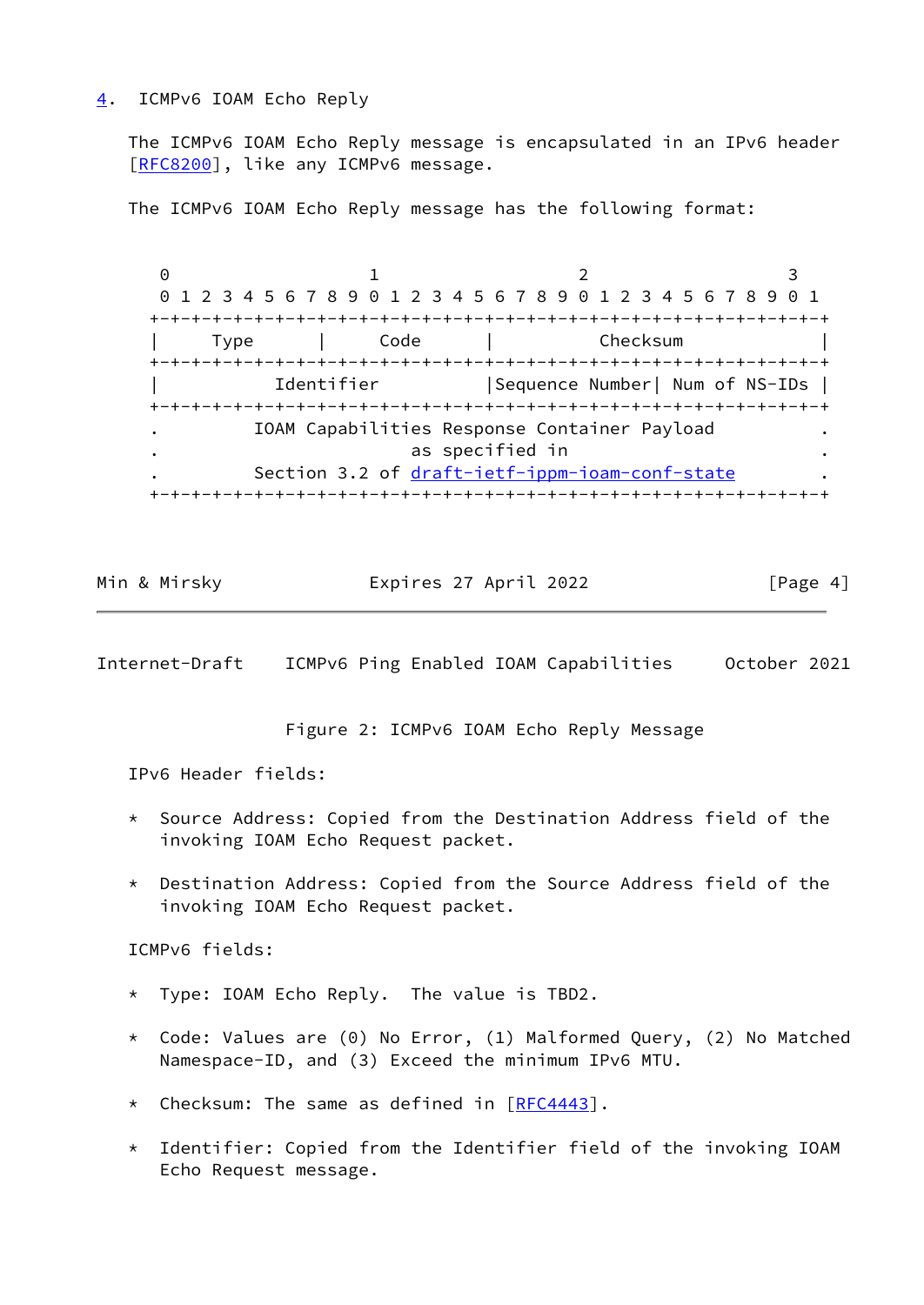## 4. ICMPv6 IOAM Echo Reply

The ICMPv6 IOAM Echo Reply message is encapsulated in an IPv6 header [RFC8200], like any ICMPv6 message.

The ICMPv6 IOAM Echo Reply message has the following format:

```
 0                   1                   2                   3
 0 1 2 3 4 5 6 7 8 9 0 1 2 3 4 5 6 7 8 9 0 1 2 3 4 5 6 7 8 9 0 1
+-+-+-+-+-+-+-+-+-+-+-+-+-+-+-+-+-+-+-+-+-+-+-+-+-+-+-+-+-+-+-+-+
|     Type      |     Code      |          Checksum             |
+-+-+-+-+-+-+-+-+-+-+-+-+-+-+-+-+-+-+-+-+-+-+-+-+-+-+-+-+-+-+-+-+
|           Identifier          |Sequence Number| Num of NS-IDs |
+-+-+-+-+-+-+-+-+-+-+-+-+-+-+-+-+-+-+-+-+-+-+-+-+-+-+-+-+-+-+-+-+
.        IOAM Capabilities Response Container Payload           .
.                       as specified in                         .
.        Section 3.2 of draft-ietf-ippm-ioam-conf-state         .
+-+-+-+-+-+-+-+-+-+-+-+-+-+-+-+-+-+-+-+-+-+-+-+-+-+-+-+-+-+-+-+-+
```

Figure 2: ICMPv6 IOAM Echo Reply Message

IPv6 Header fields:

* Source Address: Copied from the Destination Address field of the invoking IOAM Echo Request packet.

* Destination Address: Copied from the Source Address field of the invoking IOAM Echo Request packet.

ICMPv6 fields:

* Type: IOAM Echo Reply. The value is TBD2.

* Code: Values are (0) No Error, (1) Malformed Query, (2) No Matched Namespace-ID, and (3) Exceed the minimum IPv6 MTU.

* Checksum: The same as defined in [RFC4443].

* Identifier: Copied from the Identifier field of the invoking IOAM Echo Request message.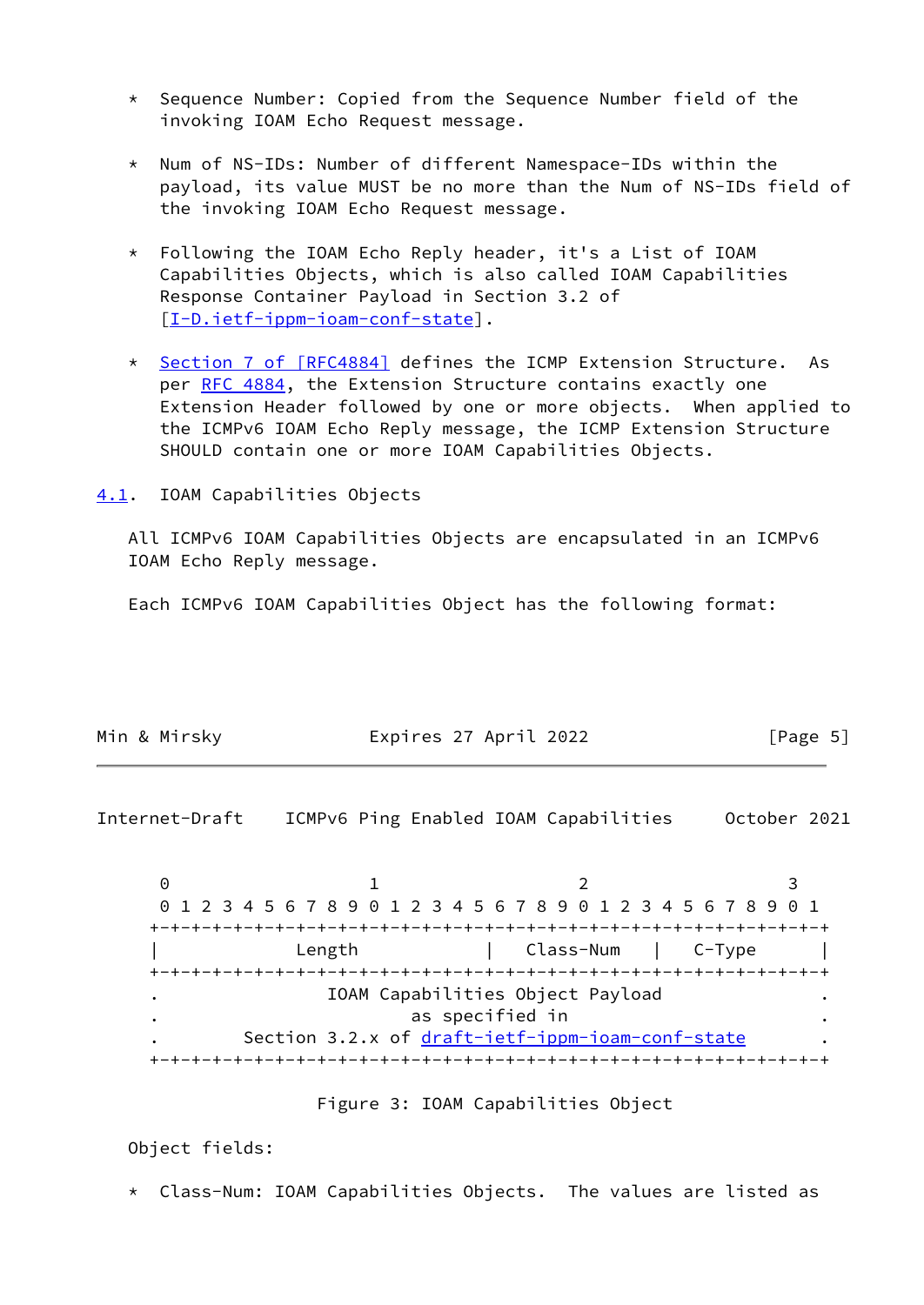* Sequence Number: Copied from the Sequence Number field of the invoking IOAM Echo Request message.

* Num of NS-IDs: Number of different Namespace-IDs within the payload, its value MUST be no more than the Num of NS-IDs field of the invoking IOAM Echo Request message.

* Following the IOAM Echo Reply header, it's a List of IOAM Capabilities Objects, which is also called IOAM Capabilities Response Container Payload in Section 3.2 of [I-D.ietf-ippm-ioam-conf-state].

* Section 7 of [RFC4884] defines the ICMP Extension Structure. As per RFC 4884, the Extension Structure contains exactly one Extension Header followed by one or more objects. When applied to the ICMPv6 IOAM Echo Reply message, the ICMP Extension Structure SHOULD contain one or more IOAM Capabilities Objects.

## 4.1. IOAM Capabilities Objects

All ICMPv6 IOAM Capabilities Objects are encapsulated in an ICMPv6 IOAM Echo Reply message.

Each ICMPv6 IOAM Capabilities Object has the following format:

```
 0                   1                   2                   3
 0 1 2 3 4 5 6 7 8 9 0 1 2 3 4 5 6 7 8 9 0 1 2 3 4 5 6 7 8 9 0 1
+-+-+-+-+-+-+-+-+-+-+-+-+-+-+-+-+-+-+-+-+-+-+-+-+-+-+-+-+-+-+-+-+
|             Length            |   Class-Num   |   C-Type      |
+-+-+-+-+-+-+-+-+-+-+-+-+-+-+-+-+-+-+-+-+-+-+-+-+-+-+-+-+-+-+-+-+
.                IOAM Capabilities Object Payload               .
.                        as specified in                        .
.        Section 3.2.x of draft-ietf-ippm-ioam-conf-state       .
+-+-+-+-+-+-+-+-+-+-+-+-+-+-+-+-+-+-+-+-+-+-+-+-+-+-+-+-+-+-+-+-+
```

Figure 3: IOAM Capabilities Object

Object fields:

* Class-Num: IOAM Capabilities Objects. The values are listed as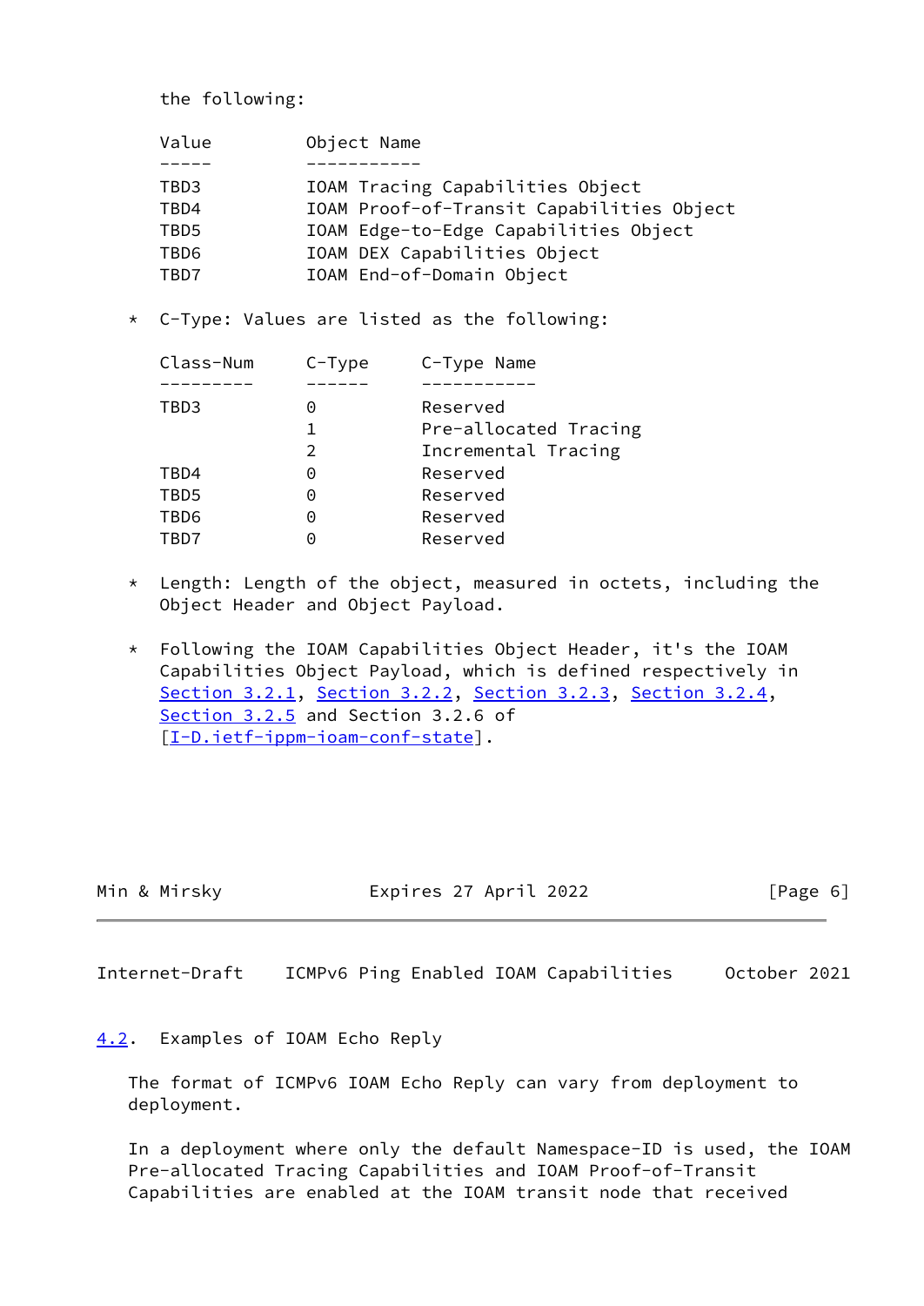the following:

| Value | Object Name |
|---|---|
| TBD3 | IOAM Tracing Capabilities Object |
| TBD4 | IOAM Proof-of-Transit Capabilities Object |
| TBD5 | IOAM Edge-to-Edge Capabilities Object |
| TBD6 | IOAM DEX Capabilities Object |
| TBD7 | IOAM End-of-Domain Object |

* C-Type: Values are listed as the following:

| Class-Num | C-Type | C-Type Name |
|---|---|---|
| TBD3 | 0 | Reserved |
| | 1 | Pre-allocated Tracing |
| | 2 | Incremental Tracing |
| TBD4 | 0 | Reserved |
| TBD5 | 0 | Reserved |
| TBD6 | 0 | Reserved |
| TBD7 | 0 | Reserved |

* Length: Length of the object, measured in octets, including the Object Header and Object Payload.

* Following the IOAM Capabilities Object Header, it's the IOAM Capabilities Object Payload, which is defined respectively in Section 3.2.1, Section 3.2.2, Section 3.2.3, Section 3.2.4, Section 3.2.5 and Section 3.2.6 of [I-D.ietf-ippm-ioam-conf-state].

## 4.2. Examples of IOAM Echo Reply

The format of ICMPv6 IOAM Echo Reply can vary from deployment to deployment.

In a deployment where only the default Namespace-ID is used, the IOAM Pre-allocated Tracing Capabilities and IOAM Proof-of-Transit Capabilities are enabled at the IOAM transit node that received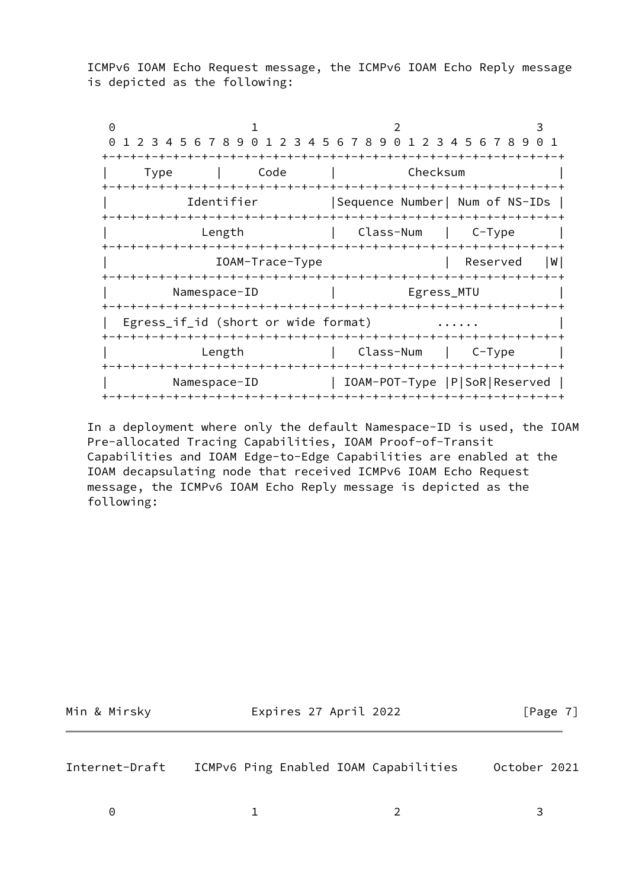ICMPv6 IOAM Echo Request message, the ICMPv6 IOAM Echo Reply message is depicted as the following:

```
 0                   1                   2                   3
 0 1 2 3 4 5 6 7 8 9 0 1 2 3 4 5 6 7 8 9 0 1 2 3 4 5 6 7 8 9 0 1
+-+-+-+-+-+-+-+-+-+-+-+-+-+-+-+-+-+-+-+-+-+-+-+-+-+-+-+-+-+-+-+-+
|     Type      |     Code      |          Checksum             |
+-+-+-+-+-+-+-+-+-+-+-+-+-+-+-+-+-+-+-+-+-+-+-+-+-+-+-+-+-+-+-+-+
|           Identifier          |Sequence Number| Num of NS-IDs |
+-+-+-+-+-+-+-+-+-+-+-+-+-+-+-+-+-+-+-+-+-+-+-+-+-+-+-+-+-+-+-+-+
|            Length             |   Class-Num   |   C-Type      |
+-+-+-+-+-+-+-+-+-+-+-+-+-+-+-+-+-+-+-+-+-+-+-+-+-+-+-+-+-+-+-+-+
|              IOAM-Trace-Type                  |  Reserved   |W|
+-+-+-+-+-+-+-+-+-+-+-+-+-+-+-+-+-+-+-+-+-+-+-+-+-+-+-+-+-+-+-+-+
|         Namespace-ID          |           Egress_MTU          |
+-+-+-+-+-+-+-+-+-+-+-+-+-+-+-+-+-+-+-+-+-+-+-+-+-+-+-+-+-+-+-+-+
|  Egress_if_id (short or wide format)        ......            |
+-+-+-+-+-+-+-+-+-+-+-+-+-+-+-+-+-+-+-+-+-+-+-+-+-+-+-+-+-+-+-+-+
|            Length             |   Class-Num   |   C-Type      |
+-+-+-+-+-+-+-+-+-+-+-+-+-+-+-+-+-+-+-+-+-+-+-+-+-+-+-+-+-+-+-+-+
|         Namespace-ID          | IOAM-POT-Type |P|SoR|Reserved |
+-+-+-+-+-+-+-+-+-+-+-+-+-+-+-+-+-+-+-+-+-+-+-+-+-+-+-+-+-+-+-+-+
```

In a deployment where only the default Namespace-ID is used, the IOAM Pre-allocated Tracing Capabilities, IOAM Proof-of-Transit Capabilities and IOAM Edge-to-Edge Capabilities are enabled at the IOAM decapsulating node that received ICMPv6 IOAM Echo Request message, the ICMPv6 IOAM Echo Reply message is depicted as the following:

```
 0                   1                   2                   3
```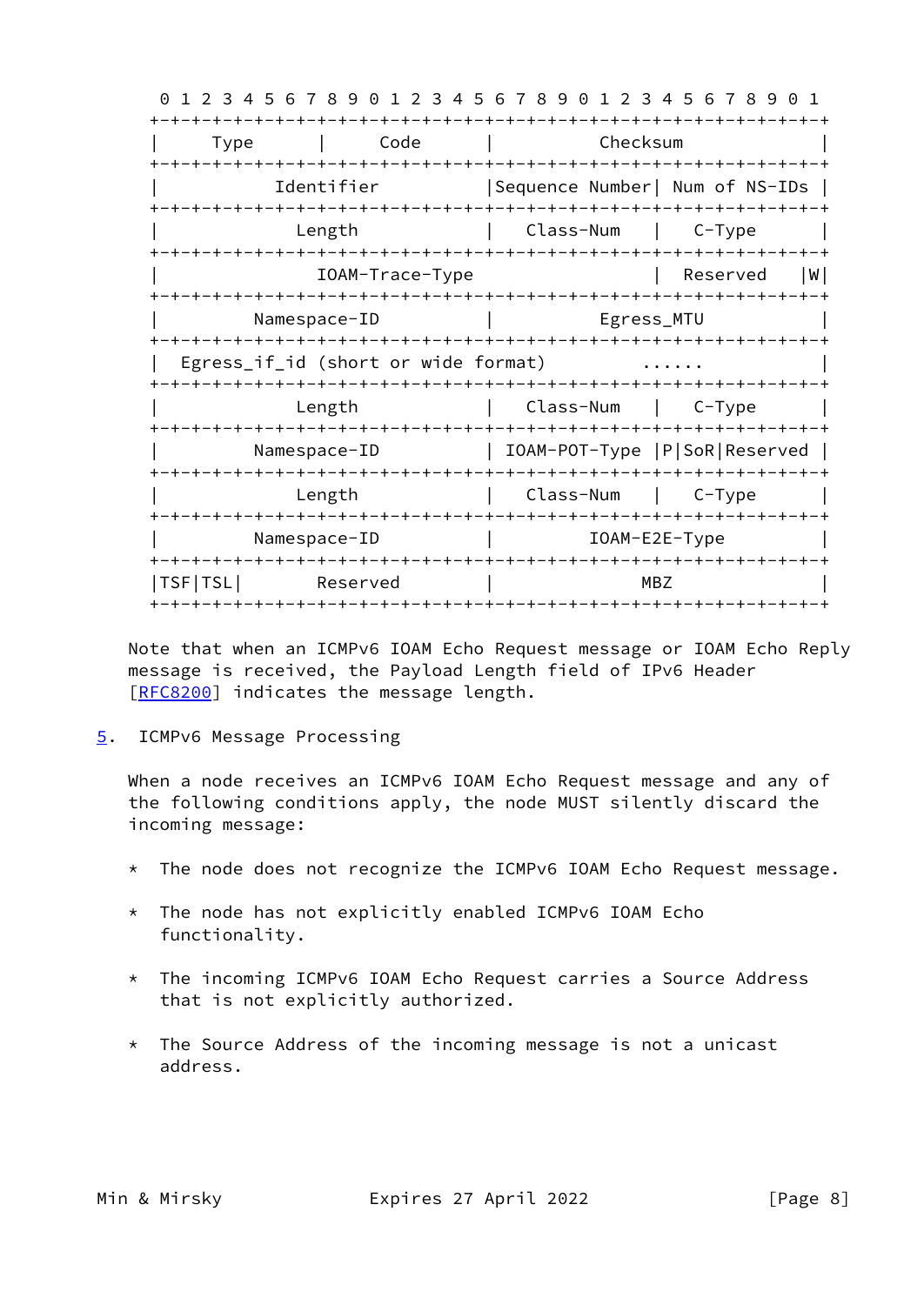```
 0 1 2 3 4 5 6 7 8 9 0 1 2 3 4 5 6 7 8 9 0 1 2 3 4 5 6 7 8 9 0 1
+-+-+-+-+-+-+-+-+-+-+-+-+-+-+-+-+-+-+-+-+-+-+-+-+-+-+-+-+-+-+-+-+
|     Type      |     Code      |          Checksum             |
+-+-+-+-+-+-+-+-+-+-+-+-+-+-+-+-+-+-+-+-+-+-+-+-+-+-+-+-+-+-+-+-+
|           Identifier          |Sequence Number| Num of NS-IDs |
+-+-+-+-+-+-+-+-+-+-+-+-+-+-+-+-+-+-+-+-+-+-+-+-+-+-+-+-+-+-+-+-+
|             Length            |   Class-Num   |    C-Type     |
+-+-+-+-+-+-+-+-+-+-+-+-+-+-+-+-+-+-+-+-+-+-+-+-+-+-+-+-+-+-+-+-+
|               IOAM-Trace-Type                 |   Reserved   |W|
+-+-+-+-+-+-+-+-+-+-+-+-+-+-+-+-+-+-+-+-+-+-+-+-+-+-+-+-+-+-+-+-+
|         Namespace-ID          |          Egress_MTU           |
+-+-+-+-+-+-+-+-+-+-+-+-+-+-+-+-+-+-+-+-+-+-+-+-+-+-+-+-+-+-+-+-+
|  Egress_if_id (short or wide format)        ......            |
+-+-+-+-+-+-+-+-+-+-+-+-+-+-+-+-+-+-+-+-+-+-+-+-+-+-+-+-+-+-+-+-+
|             Length            |   Class-Num   |    C-Type     |
+-+-+-+-+-+-+-+-+-+-+-+-+-+-+-+-+-+-+-+-+-+-+-+-+-+-+-+-+-+-+-+-+
|         Namespace-ID          | IOAM-POT-Type |P|SoR|Reserved |
+-+-+-+-+-+-+-+-+-+-+-+-+-+-+-+-+-+-+-+-+-+-+-+-+-+-+-+-+-+-+-+-+
|             Length            |   Class-Num   |    C-Type     |
+-+-+-+-+-+-+-+-+-+-+-+-+-+-+-+-+-+-+-+-+-+-+-+-+-+-+-+-+-+-+-+-+
|         Namespace-ID          |         IOAM-E2E-Type         |
+-+-+-+-+-+-+-+-+-+-+-+-+-+-+-+-+-+-+-+-+-+-+-+-+-+-+-+-+-+-+-+-+
|TSF|TSL|       Reserved        |              MBZ              |
+-+-+-+-+-+-+-+-+-+-+-+-+-+-+-+-+-+-+-+-+-+-+-+-+-+-+-+-+-+-+-+-+
```

Note that when an ICMPv6 IOAM Echo Request message or IOAM Echo Reply message is received, the Payload Length field of IPv6 Header [RFC8200] indicates the message length.

## 5. ICMPv6 Message Processing

When a node receives an ICMPv6 IOAM Echo Request message and any of the following conditions apply, the node MUST silently discard the incoming message:

* The node does not recognize the ICMPv6 IOAM Echo Request message.

* The node has not explicitly enabled ICMPv6 IOAM Echo functionality.

* The incoming ICMPv6 IOAM Echo Request carries a Source Address that is not explicitly authorized.

* The Source Address of the incoming message is not a unicast address.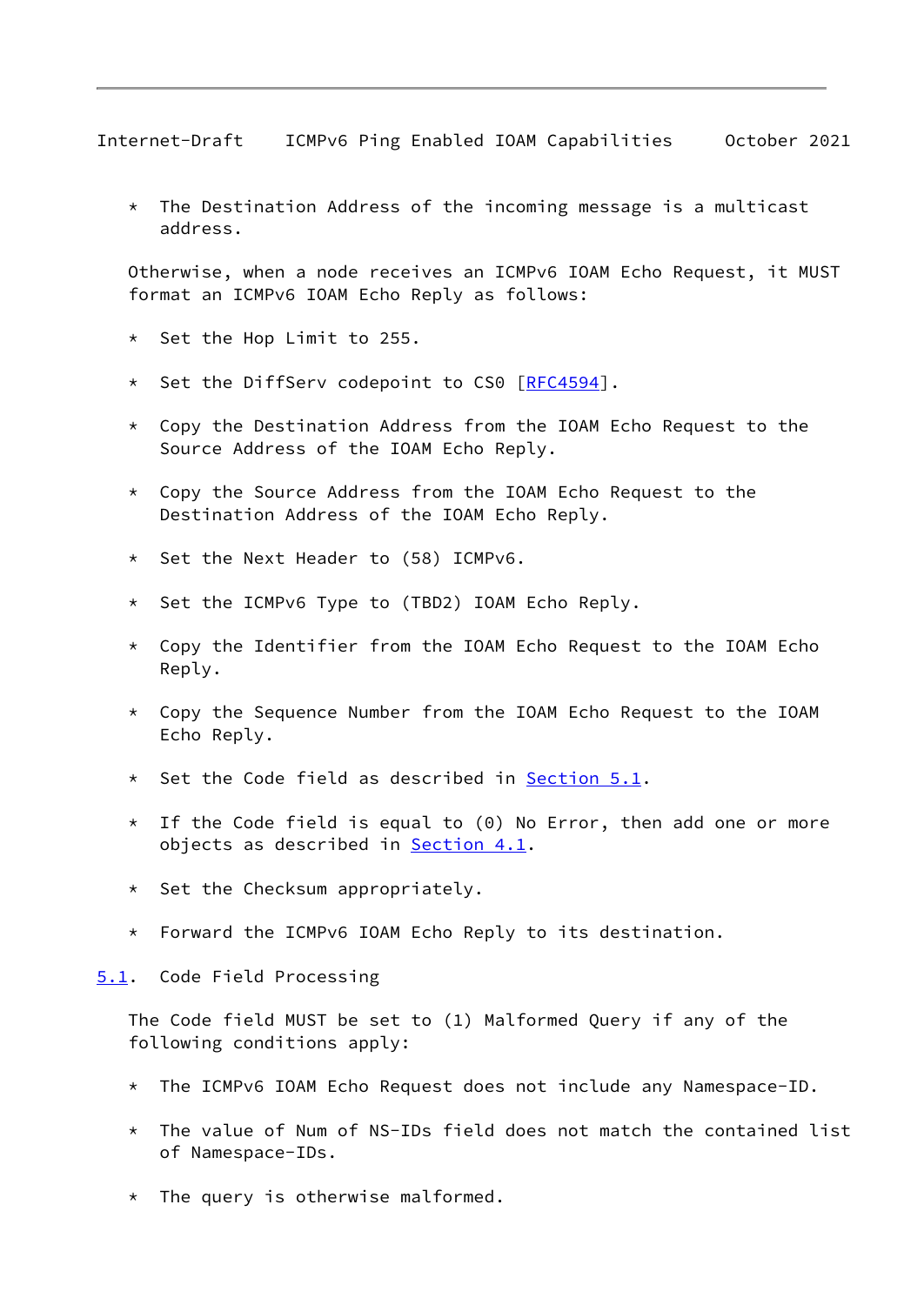* The Destination Address of the incoming message is a multicast address.

Otherwise, when a node receives an ICMPv6 IOAM Echo Request, it MUST format an ICMPv6 IOAM Echo Reply as follows:

* Set the Hop Limit to 255.

* Set the DiffServ codepoint to CS0 [RFC4594].

* Copy the Destination Address from the IOAM Echo Request to the Source Address of the IOAM Echo Reply.

* Copy the Source Address from the IOAM Echo Request to the Destination Address of the IOAM Echo Reply.

* Set the Next Header to (58) ICMPv6.

* Set the ICMPv6 Type to (TBD2) IOAM Echo Reply.

* Copy the Identifier from the IOAM Echo Request to the IOAM Echo Reply.

* Copy the Sequence Number from the IOAM Echo Request to the IOAM Echo Reply.

* Set the Code field as described in Section 5.1.

* If the Code field is equal to (0) No Error, then add one or more objects as described in Section 4.1.

* Set the Checksum appropriately.

* Forward the ICMPv6 IOAM Echo Reply to its destination.

## 5.1. Code Field Processing

The Code field MUST be set to (1) Malformed Query if any of the following conditions apply:

* The ICMPv6 IOAM Echo Request does not include any Namespace-ID.

* The value of Num of NS-IDs field does not match the contained list of Namespace-IDs.

* The query is otherwise malformed.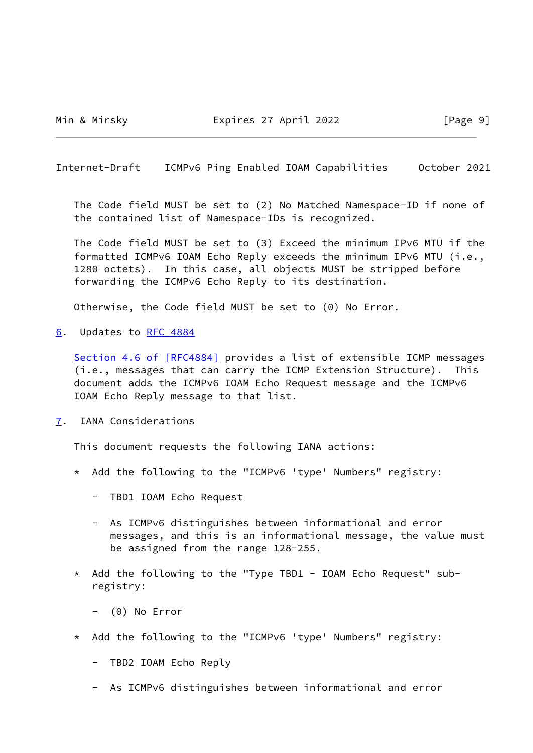The Code field MUST be set to (2) No Matched Namespace-ID if none of the contained list of Namespace-IDs is recognized.

The Code field MUST be set to (3) Exceed the minimum IPv6 MTU if the formatted ICMPv6 IOAM Echo Reply exceeds the minimum IPv6 MTU (i.e., 1280 octets). In this case, all objects MUST be stripped before forwarding the ICMPv6 Echo Reply to its destination.

Otherwise, the Code field MUST be set to (0) No Error.

## 6. Updates to RFC 4884

Section 4.6 of [RFC4884] provides a list of extensible ICMP messages (i.e., messages that can carry the ICMP Extension Structure). This document adds the ICMPv6 IOAM Echo Request message and the ICMPv6 IOAM Echo Reply message to that list.

## 7. IANA Considerations

This document requests the following IANA actions:

* Add the following to the "ICMPv6 'type' Numbers" registry:

  - TBD1 IOAM Echo Request

  - As ICMPv6 distinguishes between informational and error messages, and this is an informational message, the value must be assigned from the range 128-255.

* Add the following to the "Type TBD1 - IOAM Echo Request" sub-registry:

  - (0) No Error

* Add the following to the "ICMPv6 'type' Numbers" registry:

  - TBD2 IOAM Echo Reply

  - As ICMPv6 distinguishes between informational and error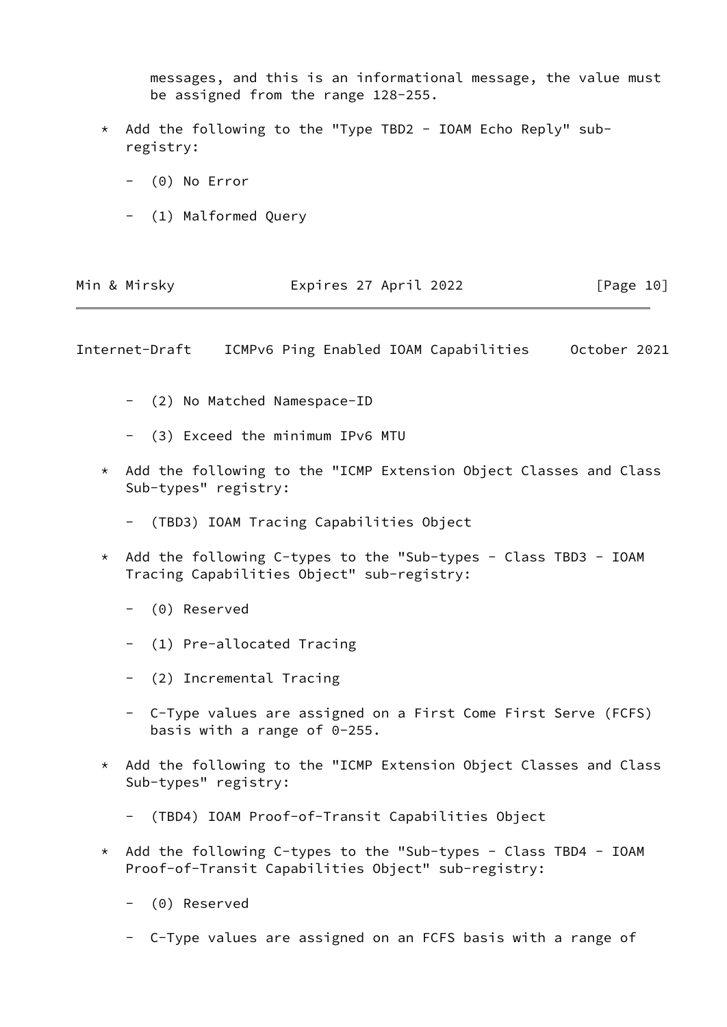messages, and this is an informational message, the value must be assigned from the range 128-255.

* Add the following to the "Type TBD2 - IOAM Echo Reply" sub-registry:

  - (0) No Error

  - (1) Malformed Query

  - (2) No Matched Namespace-ID

  - (3) Exceed the minimum IPv6 MTU

* Add the following to the "ICMP Extension Object Classes and Class Sub-types" registry:

  - (TBD3) IOAM Tracing Capabilities Object

* Add the following C-types to the "Sub-types - Class TBD3 - IOAM Tracing Capabilities Object" sub-registry:

  - (0) Reserved

  - (1) Pre-allocated Tracing

  - (2) Incremental Tracing

  - C-Type values are assigned on a First Come First Serve (FCFS) basis with a range of 0-255.

* Add the following to the "ICMP Extension Object Classes and Class Sub-types" registry:

  - (TBD4) IOAM Proof-of-Transit Capabilities Object

* Add the following C-types to the "Sub-types - Class TBD4 - IOAM Proof-of-Transit Capabilities Object" sub-registry:

  - (0) Reserved

  - C-Type values are assigned on an FCFS basis with a range of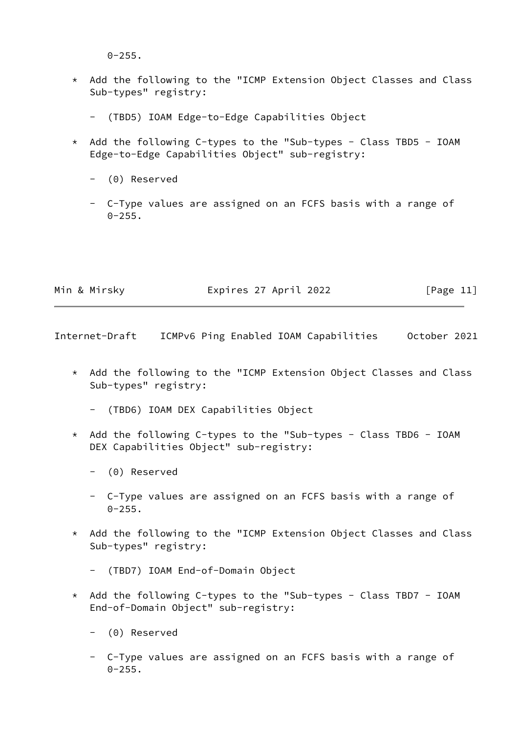0-255.

* Add the following to the "ICMP Extension Object Classes and Class Sub-types" registry:

  - (TBD5) IOAM Edge-to-Edge Capabilities Object

* Add the following C-types to the "Sub-types - Class TBD5 - IOAM Edge-to-Edge Capabilities Object" sub-registry:

  - (0) Reserved

  - C-Type values are assigned on an FCFS basis with a range of 0-255.

* Add the following to the "ICMP Extension Object Classes and Class Sub-types" registry:

  - (TBD6) IOAM DEX Capabilities Object

* Add the following C-types to the "Sub-types - Class TBD6 - IOAM DEX Capabilities Object" sub-registry:

  - (0) Reserved

  - C-Type values are assigned on an FCFS basis with a range of 0-255.

* Add the following to the "ICMP Extension Object Classes and Class Sub-types" registry:

  - (TBD7) IOAM End-of-Domain Object

* Add the following C-types to the "Sub-types - Class TBD7 - IOAM End-of-Domain Object" sub-registry:

  - (0) Reserved

  - C-Type values are assigned on an FCFS basis with a range of 0-255.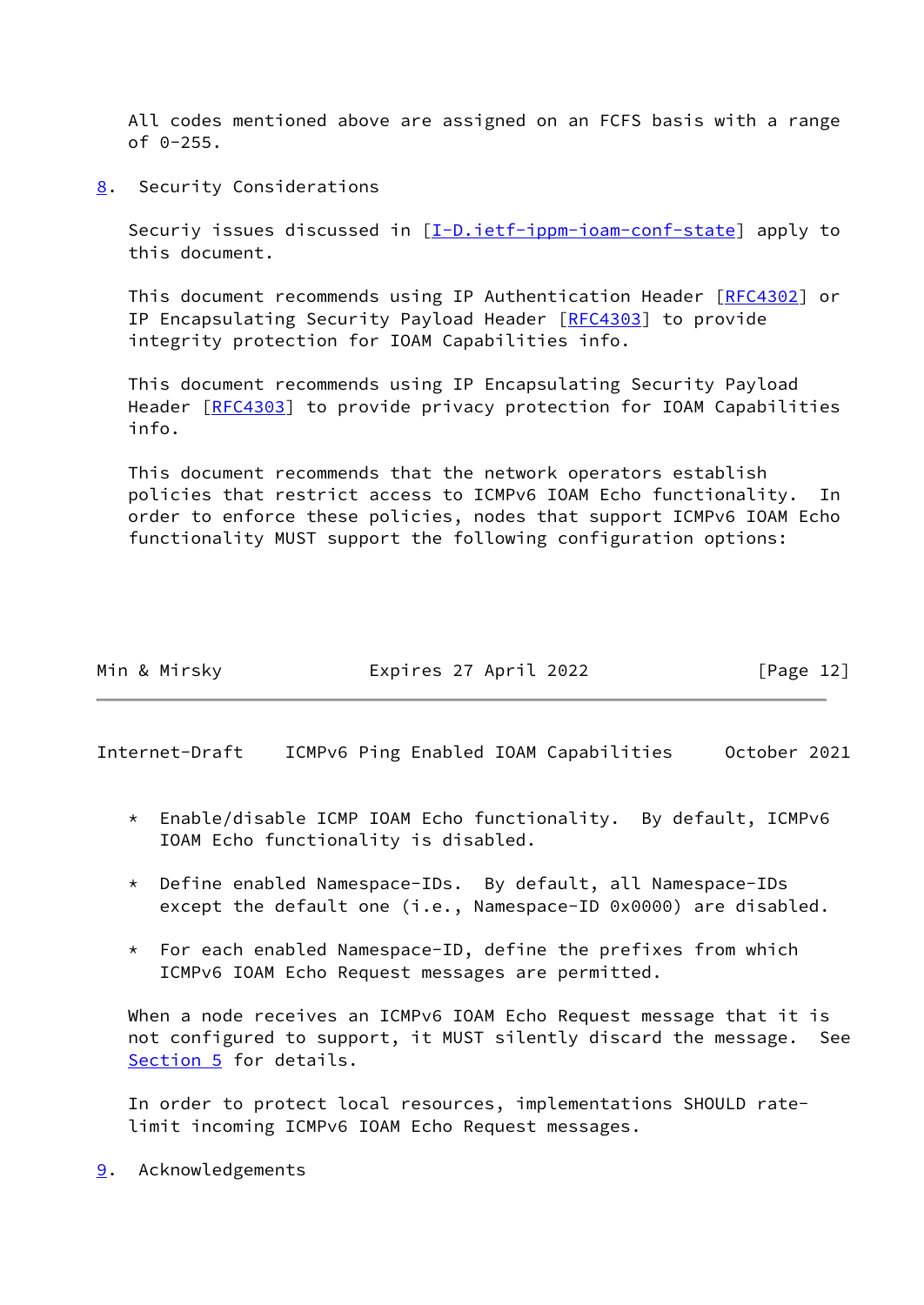All codes mentioned above are assigned on an FCFS basis with a range of 0-255.

## 8. Security Considerations

Securiy issues discussed in [I-D.ietf-ippm-ioam-conf-state] apply to this document.

This document recommends using IP Authentication Header [RFC4302] or IP Encapsulating Security Payload Header [RFC4303] to provide integrity protection for IOAM Capabilities info.

This document recommends using IP Encapsulating Security Payload Header [RFC4303] to provide privacy protection for IOAM Capabilities info.

This document recommends that the network operators establish policies that restrict access to ICMPv6 IOAM Echo functionality. In order to enforce these policies, nodes that support ICMPv6 IOAM Echo functionality MUST support the following configuration options:

* Enable/disable ICMP IOAM Echo functionality. By default, ICMPv6 IOAM Echo functionality is disabled.

* Define enabled Namespace-IDs. By default, all Namespace-IDs except the default one (i.e., Namespace-ID 0x0000) are disabled.

* For each enabled Namespace-ID, define the prefixes from which ICMPv6 IOAM Echo Request messages are permitted.

When a node receives an ICMPv6 IOAM Echo Request message that it is not configured to support, it MUST silently discard the message. See Section 5 for details.

In order to protect local resources, implementations SHOULD rate-limit incoming ICMPv6 IOAM Echo Request messages.

## 9. Acknowledgements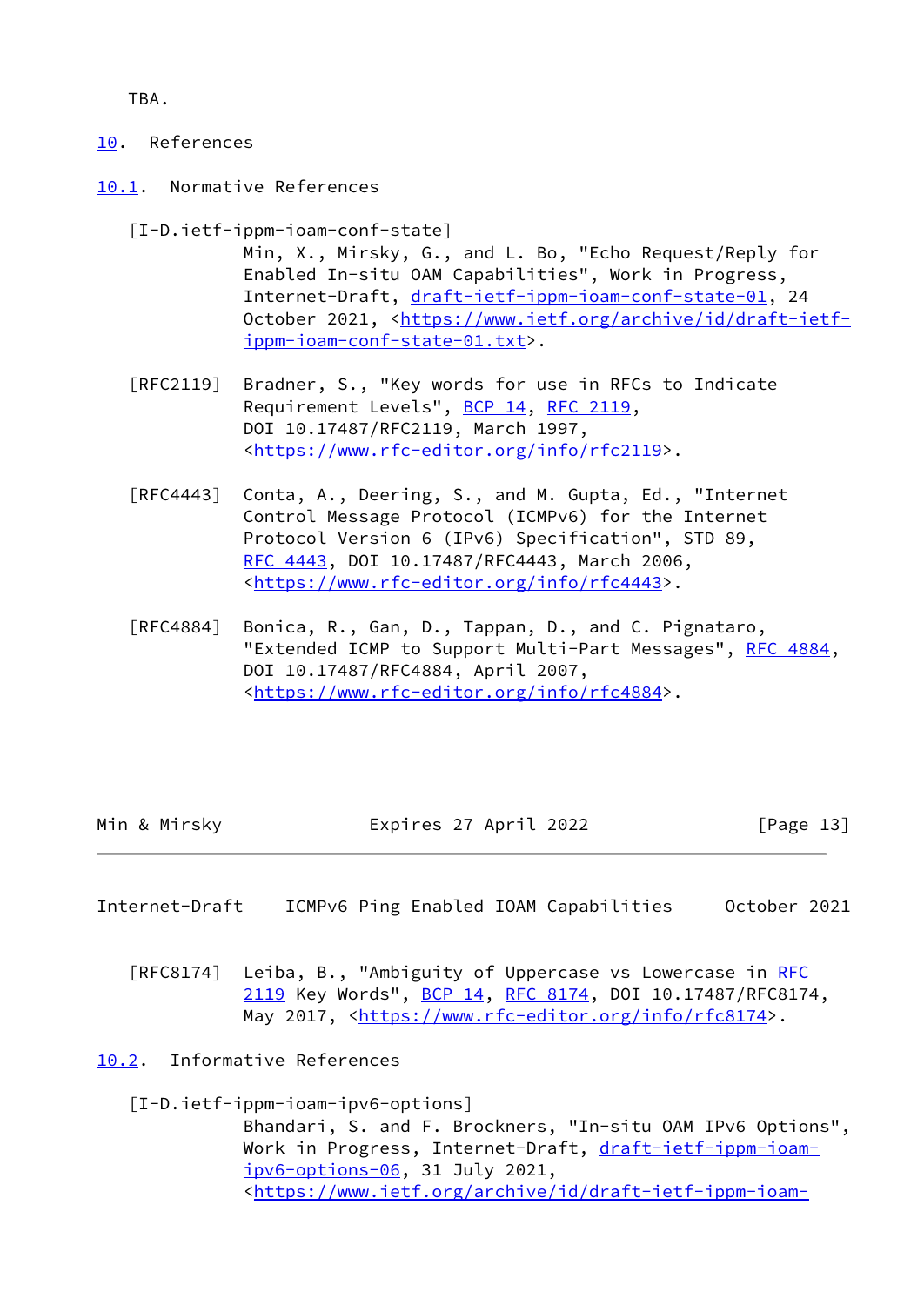TBA.

# 10. References

## 10.1. Normative References

[I-D.ietf-ippm-ioam-conf-state]
Min, X., Mirsky, G., and L. Bo, "Echo Request/Reply for Enabled In-situ OAM Capabilities", Work in Progress, Internet-Draft, draft-ietf-ippm-ioam-conf-state-01, 24 October 2021, <https://www.ietf.org/archive/id/draft-ietf-ippm-ioam-conf-state-01.txt>.

[RFC2119] Bradner, S., "Key words for use in RFCs to Indicate Requirement Levels", BCP 14, RFC 2119, DOI 10.17487/RFC2119, March 1997, <https://www.rfc-editor.org/info/rfc2119>.

[RFC4443] Conta, A., Deering, S., and M. Gupta, Ed., "Internet Control Message Protocol (ICMPv6) for the Internet Protocol Version 6 (IPv6) Specification", STD 89, RFC 4443, DOI 10.17487/RFC4443, March 2006, <https://www.rfc-editor.org/info/rfc4443>.

[RFC4884] Bonica, R., Gan, D., Tappan, D., and C. Pignataro, "Extended ICMP to Support Multi-Part Messages", RFC 4884, DOI 10.17487/RFC4884, April 2007, <https://www.rfc-editor.org/info/rfc4884>.

[RFC8174] Leiba, B., "Ambiguity of Uppercase vs Lowercase in RFC 2119 Key Words", BCP 14, RFC 8174, DOI 10.17487/RFC8174, May 2017, <https://www.rfc-editor.org/info/rfc8174>.

## 10.2. Informative References

[I-D.ietf-ippm-ioam-ipv6-options]
Bhandari, S. and F. Brockners, "In-situ OAM IPv6 Options", Work in Progress, Internet-Draft, draft-ietf-ippm-ioam-ipv6-options-06, 31 July 2021, <https://www.ietf.org/archive/id/draft-ietf-ippm-ioam-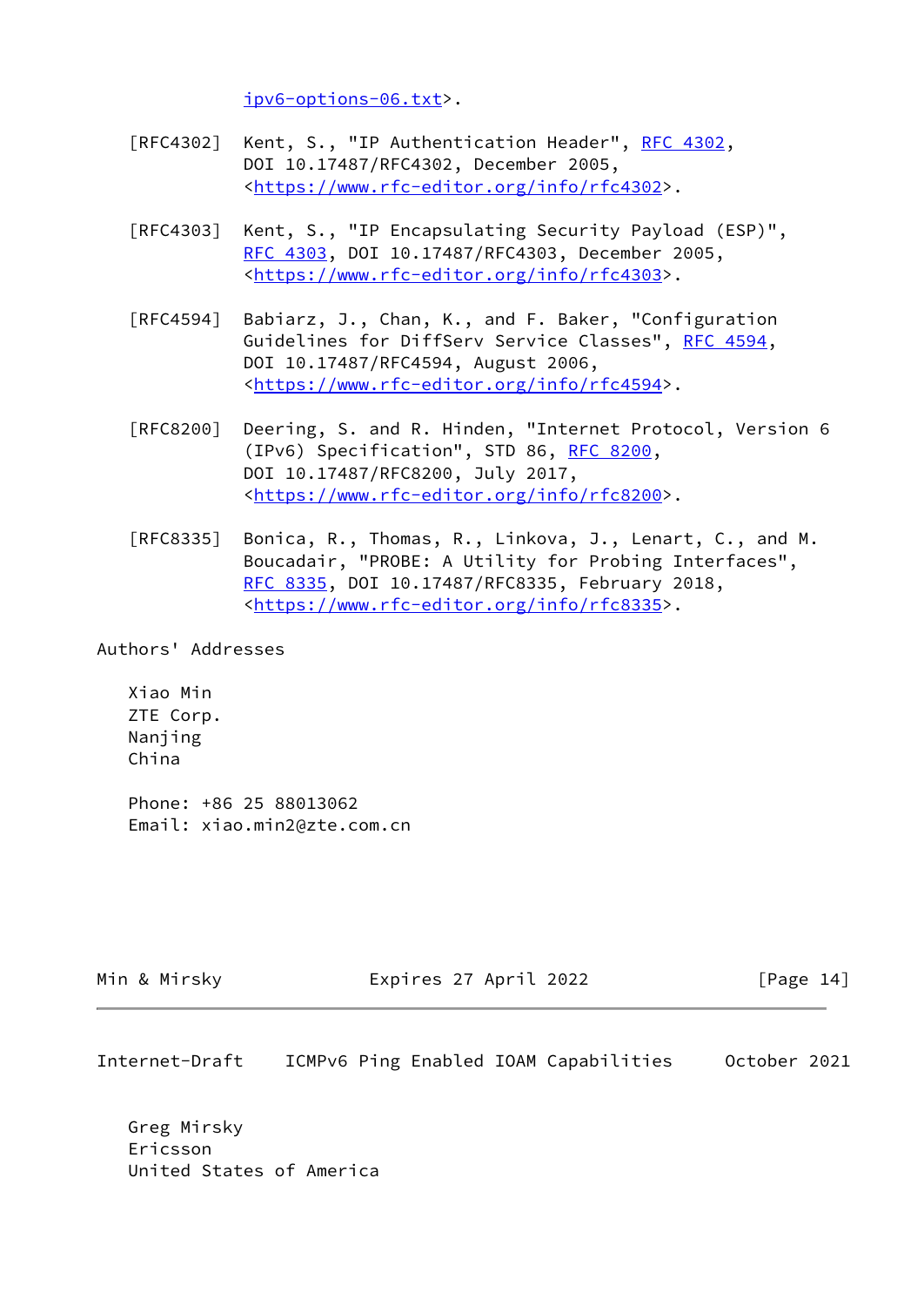ipv6-options-06.txt>.

[RFC4302] Kent, S., "IP Authentication Header", RFC 4302, DOI 10.17487/RFC4302, December 2005, <https://www.rfc-editor.org/info/rfc4302>.

[RFC4303] Kent, S., "IP Encapsulating Security Payload (ESP)", RFC 4303, DOI 10.17487/RFC4303, December 2005, <https://www.rfc-editor.org/info/rfc4303>.

[RFC4594] Babiarz, J., Chan, K., and F. Baker, "Configuration Guidelines for DiffServ Service Classes", RFC 4594, DOI 10.17487/RFC4594, August 2006, <https://www.rfc-editor.org/info/rfc4594>.

[RFC8200] Deering, S. and R. Hinden, "Internet Protocol, Version 6 (IPv6) Specification", STD 86, RFC 8200, DOI 10.17487/RFC8200, July 2017, <https://www.rfc-editor.org/info/rfc8200>.

[RFC8335] Bonica, R., Thomas, R., Linkova, J., Lenart, C., and M. Boucadair, "PROBE: A Utility for Probing Interfaces", RFC 8335, DOI 10.17487/RFC8335, February 2018, <https://www.rfc-editor.org/info/rfc8335>.

## Authors' Addresses

Xiao Min
ZTE Corp.
Nanjing
China

Phone: +86 25 88013062
Email: xiao.min2@zte.com.cn

Greg Mirsky
Ericsson
United States of America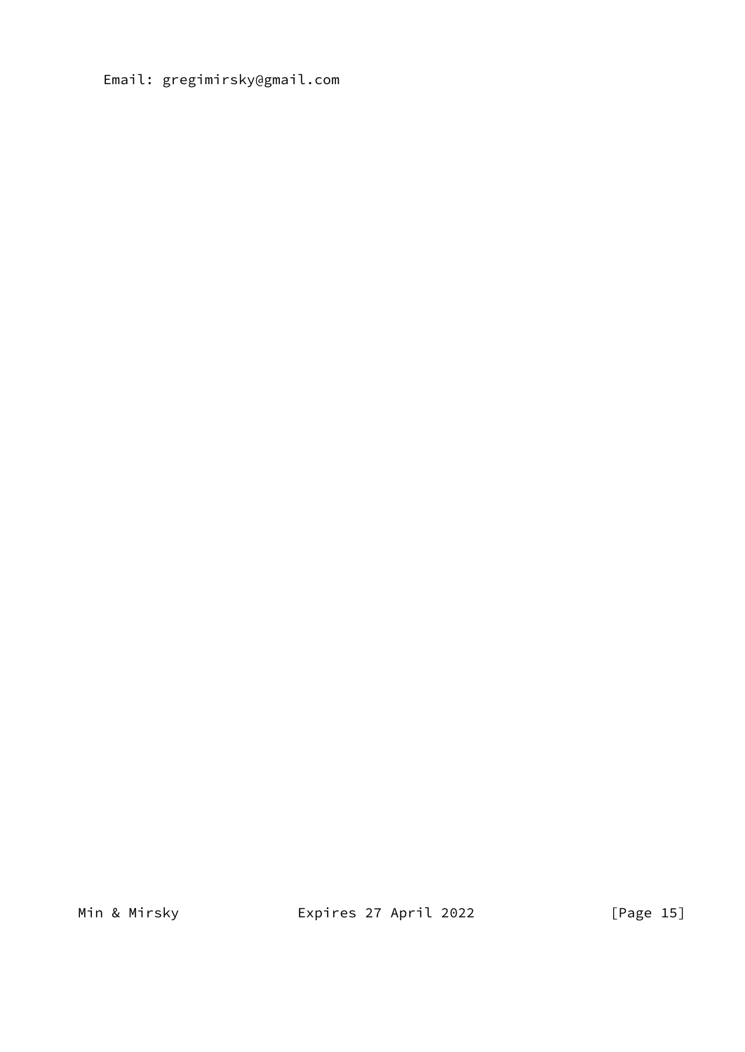Email: gregimirsky@gmail.com